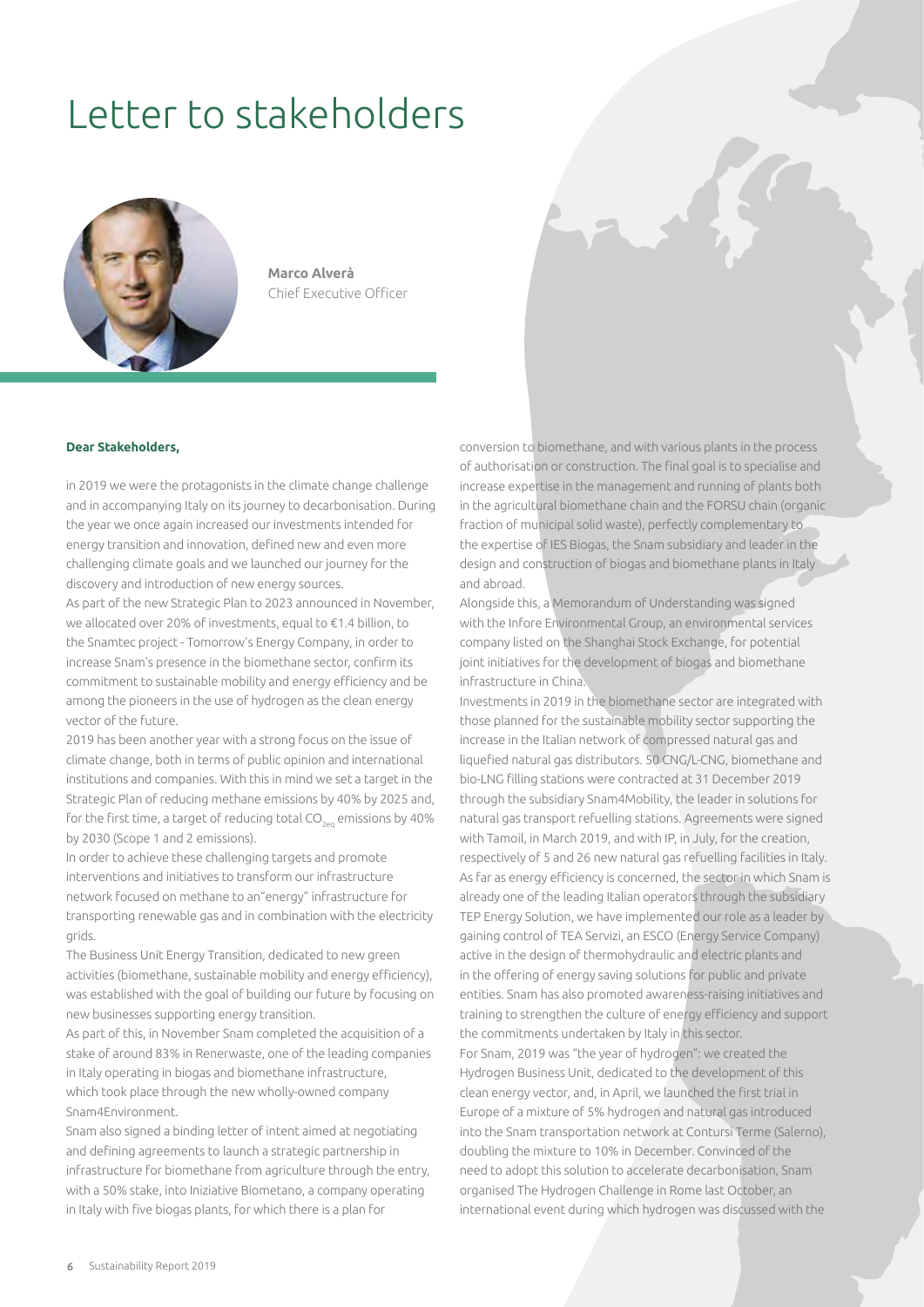# Letter to stakeholders

**Marco Alverà**
Chief Executive Officer

**Dear Stakeholders,**

in 2019 we were the protagonists in the climate change challenge and in accompanying Italy on its journey to decarbonisation. During the year we once again increased our investments intended for energy transition and innovation, defined new and even more challenging climate goals and we launched our journey for the discovery and introduction of new energy sources.

As part of the new Strategic Plan to 2023 announced in November, we allocated over 20% of investments, equal to €1.4 billion, to the Snamtec project - Tomorrow's Energy Company, in order to increase Snam's presence in the biomethane sector, confirm its commitment to sustainable mobility and energy efficiency and be among the pioneers in the use of hydrogen as the clean energy vector of the future.

2019 has been another year with a strong focus on the issue of climate change, both in terms of public opinion and international institutions and companies. With this in mind we set a target in the Strategic Plan of reducing methane emissions by 40% by 2025 and, for the first time, a target of reducing total $CO_{2eq}$ emissions by 40% by 2030 (Scope 1 and 2 emissions).

In order to achieve these challenging targets and promote interventions and initiatives to transform our infrastructure network focused on methane to an"energy" infrastructure for transporting renewable gas and in combination with the electricity grids.

The Business Unit Energy Transition, dedicated to new green activities (biomethane, sustainable mobility and energy efficiency), was established with the goal of building our future by focusing on new businesses supporting energy transition.

As part of this, in November Snam completed the acquisition of a stake of around 83% in Renerwaste, one of the leading companies in Italy operating in biogas and biomethane infrastructure, which took place through the new wholly-owned company Snam4Environment.

Snam also signed a binding letter of intent aimed at negotiating and defining agreements to launch a strategic partnership in infrastructure for biomethane from agriculture through the entry, with a 50% stake, into Iniziative Biometano, a company operating in Italy with five biogas plants, for which there is a plan for conversion to biomethane, and with various plants in the process of authorisation or construction. The final goal is to specialise and increase expertise in the management and running of plants both in the agricultural biomethane chain and the FORSU chain (organic fraction of municipal solid waste), perfectly complementary to the expertise of IES Biogas, the Snam subsidiary and leader in the design and construction of biogas and biomethane plants in Italy and abroad.

Alongside this, a Memorandum of Understanding was signed with the Infore Environmental Group, an environmental services company listed on the Shanghai Stock Exchange, for potential joint initiatives for the development of biogas and biomethane infrastructure in China.

Investments in 2019 in the biomethane sector are integrated with those planned for the sustainable mobility sector supporting the increase in the Italian network of compressed natural gas and liquefied natural gas distributors. 50 CNG/L-CNG, biomethane and bio-LNG filling stations were contracted at 31 December 2019 through the subsidiary Snam4Mobility, the leader in solutions for natural gas transport refuelling stations. Agreements were signed with Tamoil, in March 2019, and with IP, in July, for the creation, respectively of 5 and 26 new natural gas refuelling facilities in Italy.

As far as energy efficiency is concerned, the sector in which Snam is already one of the leading Italian operators through the subsidiary TEP Energy Solution, we have implemented our role as a leader by gaining control of TEA Servizi, an ESCO (Energy Service Company) active in the design of thermohydraulic and electric plants and in the offering of energy saving solutions for public and private entities. Snam has also promoted awareness-raising initiatives and training to strengthen the culture of energy efficiency and support the commitments undertaken by Italy in this sector.

For Snam, 2019 was "the year of hydrogen": we created the Hydrogen Business Unit, dedicated to the development of this clean energy vector, and, in April, we launched the first trial in Europe of a mixture of 5% hydrogen and natural gas introduced into the Snam transportation network at Contursi Terme (Salerno), doubling the mixture to 10% in December. Convinced of the need to adopt this solution to accelerate decarbonisation, Snam organised The Hydrogen Challenge in Rome last October, an international event during which hydrogen was discussed with the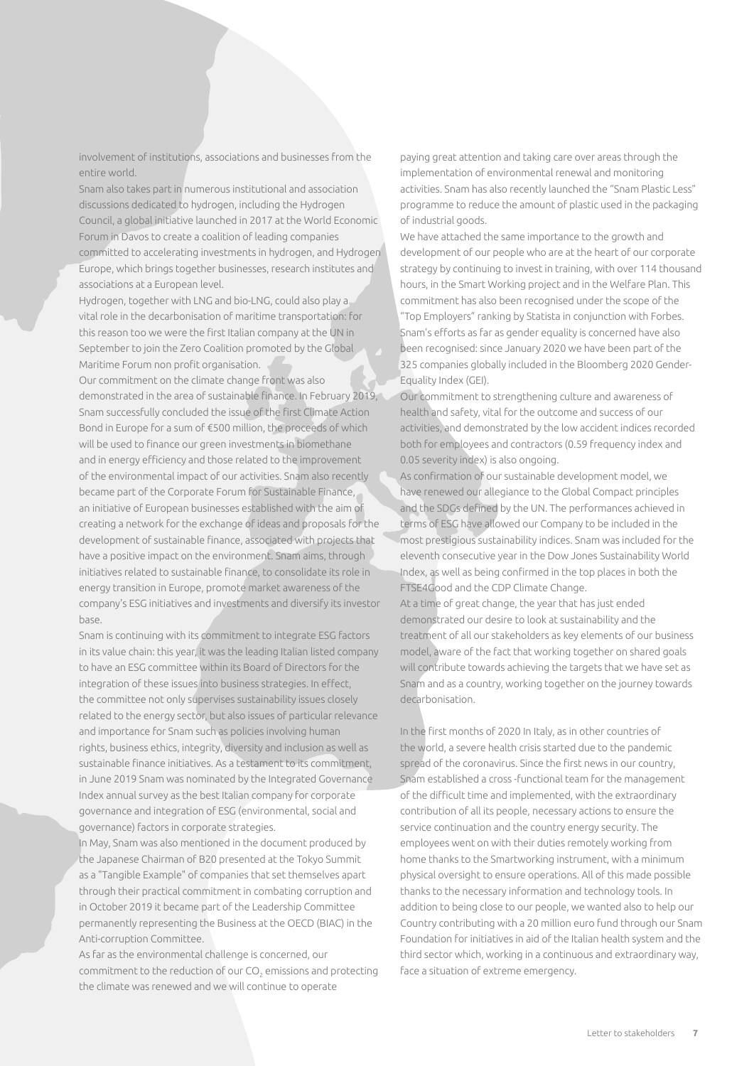involvement of institutions, associations and businesses from the entire world.

Snam also takes part in numerous institutional and association discussions dedicated to hydrogen, including the Hydrogen Council, a global initiative launched in 2017 at the World Economic Forum in Davos to create a coalition of leading companies committed to accelerating investments in hydrogen, and Hydrogen Europe, which brings together businesses, research institutes and associations at a European level.

Hydrogen, together with LNG and bio-LNG, could also play a vital role in the decarbonisation of maritime transportation: for this reason too we were the first Italian company at the UN in September to join the Zero Coalition promoted by the Global Maritime Forum non profit organisation.

Our commitment on the climate change front was also demonstrated in the area of sustainable finance. In February 2019, Snam successfully concluded the issue of the first Climate Action Bond in Europe for a sum of €500 million, the proceeds of which will be used to finance our green investments in biomethane and in energy efficiency and those related to the improvement of the environmental impact of our activities. Snam also recently became part of the Corporate Forum for Sustainable Finance, an initiative of European businesses established with the aim of creating a network for the exchange of ideas and proposals for the development of sustainable finance, associated with projects that have a positive impact on the environment. Snam aims, through initiatives related to sustainable finance, to consolidate its role in energy transition in Europe, promote market awareness of the company's ESG initiatives and investments and diversify its investor base.

Snam is continuing with its commitment to integrate ESG factors in its value chain: this year, it was the leading Italian listed company to have an ESG committee within its Board of Directors for the integration of these issues into business strategies. In effect, the committee not only supervises sustainability issues closely related to the energy sector, but also issues of particular relevance and importance for Snam such as policies involving human rights, business ethics, integrity, diversity and inclusion as well as sustainable finance initiatives. As a testament to its commitment, in June 2019 Snam was nominated by the Integrated Governance Index annual survey as the best Italian company for corporate governance and integration of ESG (environmental, social and governance) factors in corporate strategies.

In May, Snam was also mentioned in the document produced by the Japanese Chairman of B20 presented at the Tokyo Summit as a "Tangible Example" of companies that set themselves apart through their practical commitment in combating corruption and in October 2019 it became part of the Leadership Committee permanently representing the Business at the OECD (BIAC) in the Anti-corruption Committee.

As far as the environmental challenge is concerned, our commitment to the reduction of our $CO_2$ emissions and protecting the climate was renewed and we will continue to operate paying great attention and taking care over areas through the implementation of environmental renewal and monitoring activities. Snam has also recently launched the "Snam Plastic Less" programme to reduce the amount of plastic used in the packaging of industrial goods.

We have attached the same importance to the growth and development of our people who are at the heart of our corporate strategy by continuing to invest in training, with over 114 thousand hours, in the Smart Working project and in the Welfare Plan. This commitment has also been recognised under the scope of the "Top Employers" ranking by Statista in conjunction with Forbes. Snam's efforts as far as gender equality is concerned have also been recognised: since January 2020 we have been part of the 325 companies globally included in the Bloomberg 2020 Gender-Equality Index (GEI).

Our commitment to strengthening culture and awareness of health and safety, vital for the outcome and success of our activities, and demonstrated by the low accident indices recorded both for employees and contractors (0.59 frequency index and 0.05 severity index) is also ongoing.

As confirmation of our sustainable development model, we have renewed our allegiance to the Global Compact principles and the SDGs defined by the UN. The performances achieved in terms of ESG have allowed our Company to be included in the most prestigious sustainability indices. Snam was included for the eleventh consecutive year in the Dow Jones Sustainability World Index, as well as being confirmed in the top places in both the FTSE4Good and the CDP Climate Change.

At a time of great change, the year that has just ended demonstrated our desire to look at sustainability and the treatment of all our stakeholders as key elements of our business model, aware of the fact that working together on shared goals will contribute towards achieving the targets that we have set as Snam and as a country, working together on the journey towards decarbonisation.

In the first months of 2020 In Italy, as in other countries of the world, a severe health crisis started due to the pandemic spread of the coronavirus. Since the first news in our country, Snam established a cross -functional team for the management of the difficult time and implemented, with the extraordinary contribution of all its people, necessary actions to ensure the service continuation and the country energy security. The employees went on with their duties remotely working from home thanks to the Smartworking instrument, with a minimum physical oversight to ensure operations. All of this made possible thanks to the necessary information and technology tools. In addition to being close to our people, we wanted also to help our Country contributing with a 20 million euro fund through our Snam Foundation for initiatives in aid of the Italian health system and the third sector which, working in a continuous and extraordinary way, face a situation of extreme emergency.